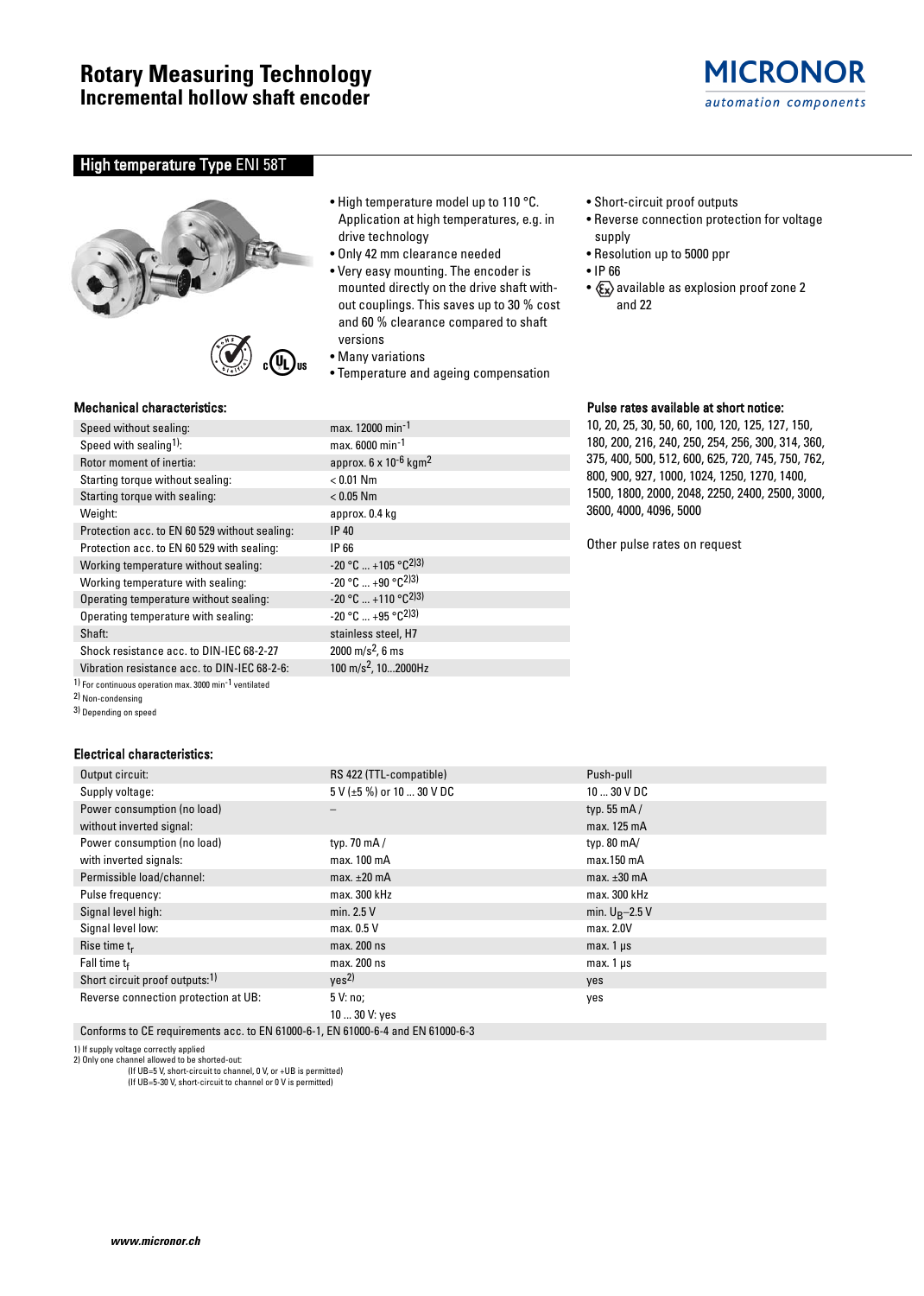# Rotary Measuring Technology
## Incremental hollow shaft encoder

MICRONOR
automation components

## High temperature Type ENI 58T

- High temperature model up to 110 °C. Application at high temperatures, e.g. in drive technology
- Only 42 mm clearance needed
- Very easy mounting. The encoder is mounted directly on the drive shaft without couplings. This saves up to 30 % cost and 60 % clearance compared to shaft versions
- Many variations
- Temperature and ageing compensation
- Short-circuit proof outputs
- Reverse connection protection for voltage supply
- Resolution up to 5000 ppr
- IP 66
- Ex available as explosion proof zone 2 and 22

### Mechanical characteristics:

| | |
|---|---|
| Speed without sealing: | max. 12000 $min^{-1}$ |
| Speed with sealing[1]: | max. 6000 $min^{-1}$ |
| Rotor moment of inertia: | approx. 6 x $10^{-6}$ $kgm^2$ |
| Starting torque without sealing: | < 0.01 Nm |
| Starting torque with sealing: | < 0.05 Nm |
| Weight: | approx. 0.4 kg |
| Protection acc. to EN 60 529 without sealing: | IP 40 |
| Protection acc. to EN 60 529 with sealing: | IP 66 |
| Working temperature without sealing: | -20 °C ... +105 °C[2)3)] |
| Working temperature with sealing: | -20 °C ... +90 °C[2)3)] |
| Operating temperature without sealing: | -20 °C ... +110 °C[2)3)] |
| Operating temperature with sealing: | -20 °C ... +95 °C[2)3)] |
| Shaft: | stainless steel, H7 |
| Shock resistance acc. to DIN-IEC 68-2-27 | 2000 $m/s^2$, 6 ms |
| Vibration resistance acc. to DIN-IEC 68-2-6: | 100 $m/s^2$, 10...2000Hz |

1) For continuous operation max. 3000 $min^{-1}$ ventilated
2) Non-condensing
3) Depending on speed

### Pulse rates available at short notice:

10, 20, 25, 30, 50, 60, 100, 120, 125, 127, 150, 180, 200, 216, 240, 250, 254, 256, 300, 314, 360, 375, 400, 500, 512, 600, 625, 720, 745, 750, 762, 800, 900, 927, 1000, 1024, 1250, 1270, 1400, 1500, 1800, 2000, 2048, 2250, 2400, 2500, 3000, 3600, 4000, 4096, 5000

Other pulse rates on request

### Electrical characteristics:

| | | |
|---|---|---|
| Output circuit: | RS 422 (TTL-compatible) | Push-pull |
| Supply voltage: | 5 V (±5 %) or 10 ... 30 V DC | 10 ... 30 V DC |
| Power consumption (no load) without inverted signal: | – | typ. 55 mA / max. 125 mA |
| Power consumption (no load) with inverted signals: | typ. 70 mA / max. 100 mA | typ. 80 mA/ max.150 mA |
| Permissible load/channel: | max. ±20 mA | max. ±30 mA |
| Pulse frequency: | max. 300 kHz | max. 300 kHz |
| Signal level high: | min. 2.5 V | min. $U_B$–2.5 V |
| Signal level low: | max. 0.5 V | max. 2.0V |
| Rise time $t_r$ | max. 200 ns | max. 1 µs |
| Fall time $t_f$ | max. 200 ns | max. 1 µs |
| Short circuit proof outputs:[1)] | yes[2)] | yes |
| Reverse connection protection at UB: | 5 V: no; 10 ... 30 V: yes | yes |
| Conforms to CE requirements acc. to EN 61000-6-1, EN 61000-6-4 and EN 61000-6-3 | | |

1) If supply voltage correctly applied
2) Only one channel allowed to be shorted-out:
(If UB=5 V, short-circuit to channel, 0 V, or +UB is permitted)
(If UB=5-30 V, short-circuit to channel or 0 V is permitted)

www.micronor.ch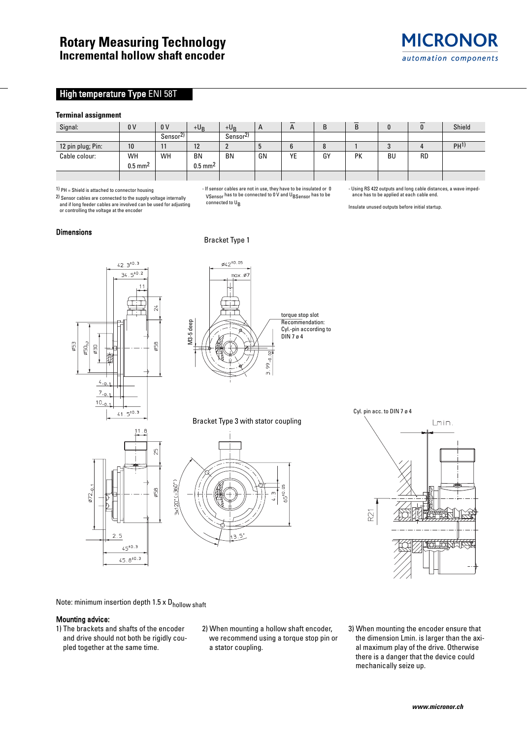# Rotary Measuring Technology
## Incremental hollow shaft encoder

## High temperature Type ENI 58T

### Terminal assignment

| Signal: | 0 V | 0 V Sensor[2] | $+U_B$ | $+U_B$ Sensor[2] | A | $\overline{A}$ | B | $\overline{B}$ | 0 | $\overline{0}$ | Shield |
|---|---|---|---|---|---|---|---|---|---|---|---|
| 12 pin plug; Pin: | 10 | 11 | 12 | 2 | 5 | 6 | 8 | 1 | 3 | 4 | PH[1] |
| Cable colour: | WH 0.5 $mm^2$ | WH | BN 0.5 $mm^2$ | BN | GN | YE | GY | PK | BU | RD | |

[1] PH = Shield is attached to connector housing

[2] Sensor cables are connected to the supply voltage internally and if long feeder cables are involved can be used for adjusting or controlling the voltage at the encoder

- If sensor cables are not in use, they have to be insulated or 0 $V_{Sensor}$ has to be connected to 0 V and $U_{BSensor}$ has to be connected to $U_B$

- Using RS 422 outputs and long cable distances, a wave impedance has to be applied at each cable end.

Insulate unused outputs before initial startup.

### Dimensions

Bracket Type 1

Bracket Type 3 with stator coupling

Note: minimum insertion depth 1.5 x $D_{hollow\ shaft}$

### Mounting advice:

1) The brackets and shafts of the encoder and drive should not both be rigidly coupled together at the same time.

2) When mounting a hollow shaft encoder, we recommend using a torque stop pin or a stator coupling.

3) When mounting the encoder ensure that the dimension Lmin. is larger than the axial maximum play of the drive. Otherwise there is a danger that the device could mechanically seize up.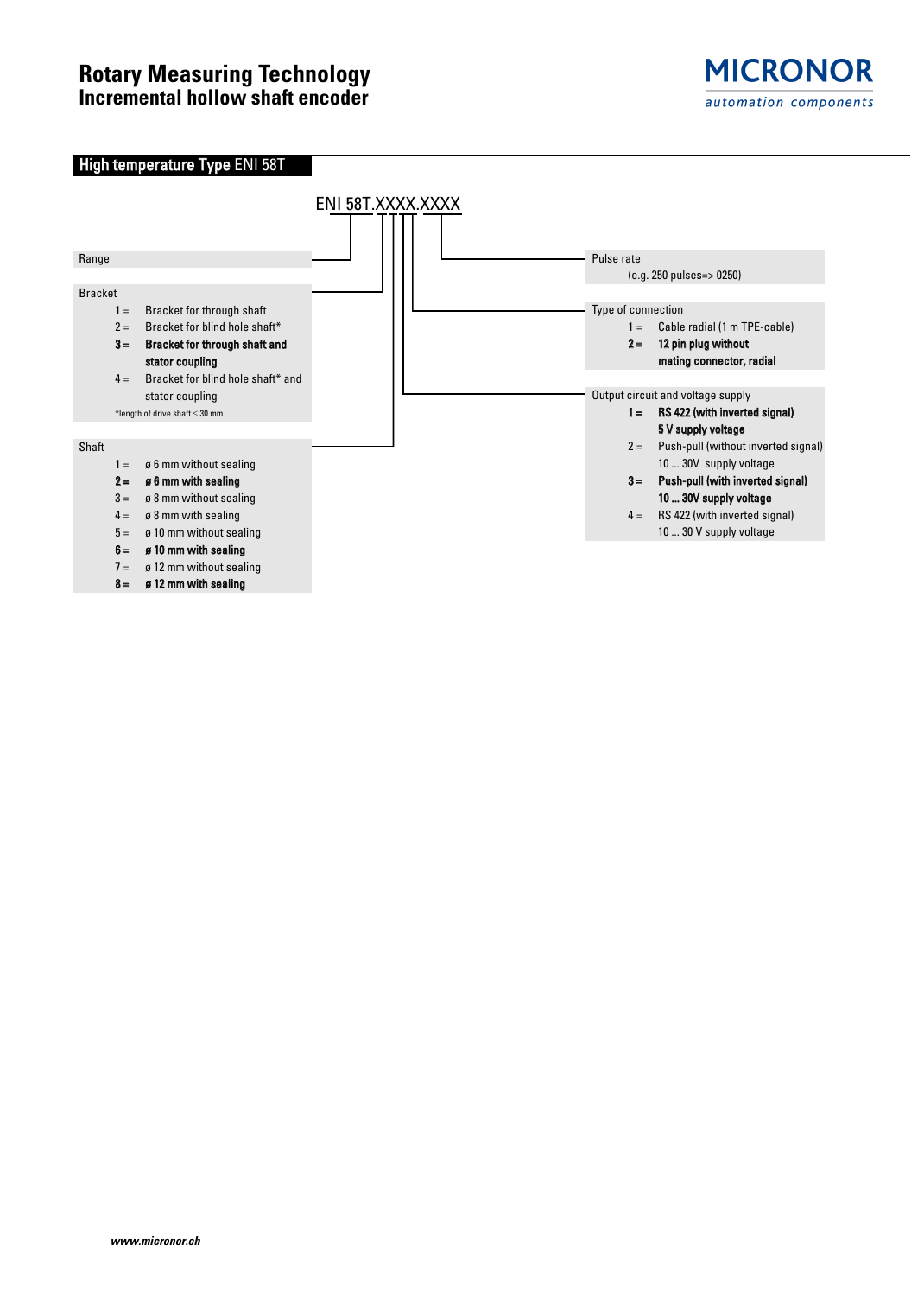## High temperature Type ENI 58T

ENI 58T.XXXX.XXXX

**Range**

**Bracket**

1 = Bracket for through shaft
2 = Bracket for blind hole shaft*
**3 = Bracket for through shaft and stator coupling**
4 = Bracket for blind hole shaft* and stator coupling

*length of drive shaft ≤ 30 mm

**Shaft**

1 = ø 6 mm without sealing
**2 = ø 6 mm with sealing**
3 = ø 8 mm without sealing
4 = ø 8 mm with sealing
5 = ø 10 mm without sealing
**6 = ø 10 mm with sealing**
7 = ø 12 mm without sealing
**8 = ø 12 mm with sealing**

**Pulse rate**

(e.g. 250 pulses=> 0250)

**Type of connection**

1 = Cable radial (1 m TPE-cable)
**2 = 12 pin plug without mating connector, radial**

**Output circuit and voltage supply**

**1 = RS 422 (with inverted signal) 5 V supply voltage**
2 = Push-pull (without inverted signal) 10 ... 30V supply voltage
**3 = Push-pull (with inverted signal) 10 ... 30V supply voltage**
4 = RS 422 (with inverted signal) 10 ... 30 V supply voltage